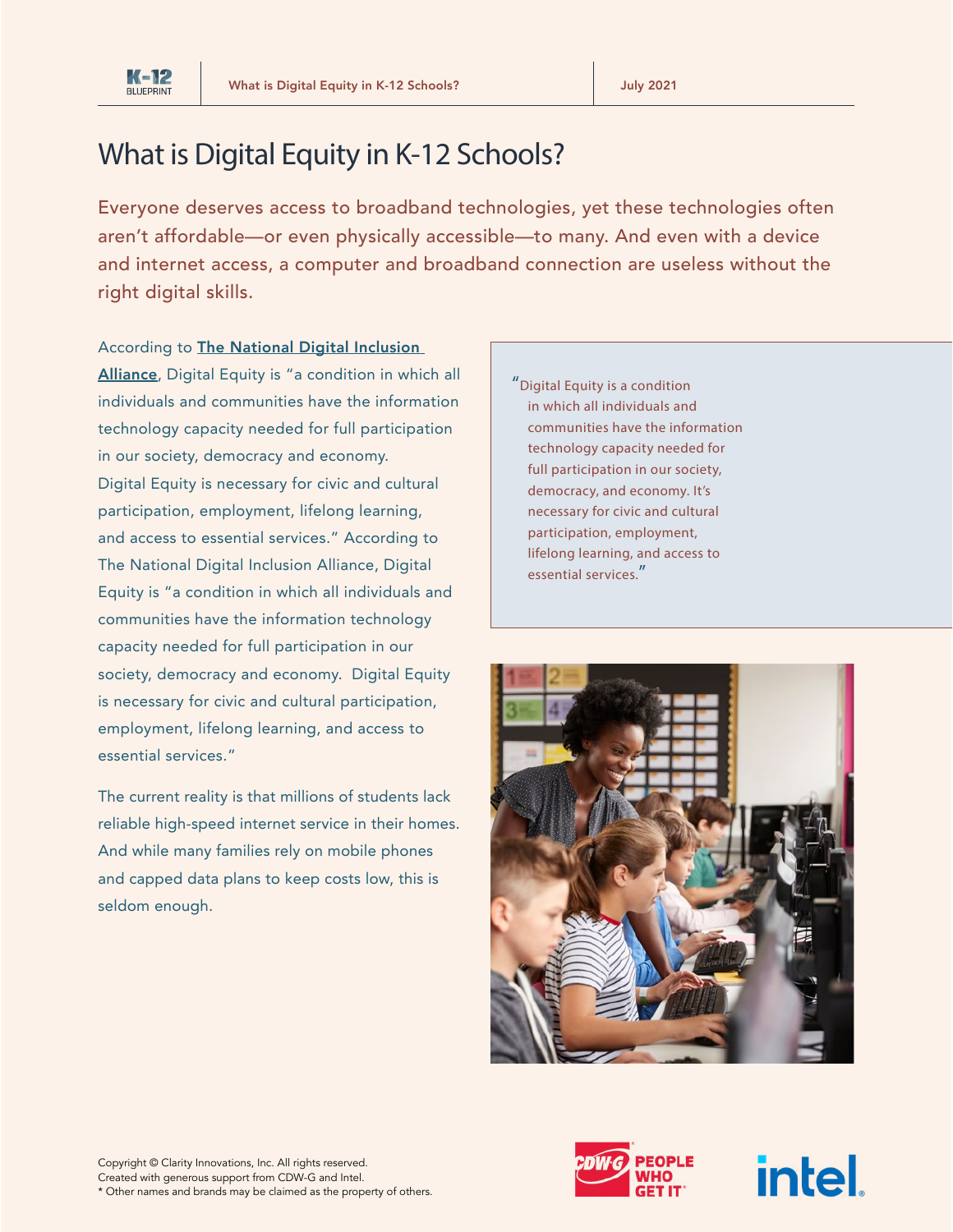# What is Digital Equity in K-12 Schools?

Everyone deserves access to broadband technologies, yet these technologies often aren't affordable—or even physically accessible—to many. And even with a device and internet access, a computer and broadband connection are useless without the right digital skills.

According to **The National Digital Inclusion Alliance**, Digital Equity is "a condition in which all individuals and communities have the information technology capacity needed for full participation in our society, democracy and economy. Digital Equity is necessary for civic and cultural participation, employment, lifelong learning, and access to essential services." According to The National Digital Inclusion Alliance, Digital Equity is "a condition in which all individuals and communities have the information technology capacity needed for full participation in our society, democracy and economy. Digital Equity is necessary for civic and cultural participation, employment, lifelong learning, and access to essential services."

The current reality is that millions of students lack reliable high-speed internet service in their homes. And while many families rely on mobile phones and capped data plans to keep costs low, this is seldom enough.

> "Digital Equity is a condition in which all individuals and communities have the information technology capacity needed for full participation in our society, democracy, and economy. It's necessary for civic and cultural participation, employment, lifelong learning, and access to essential services."

Copyright © Clarity Innovations, Inc. All rights reserved.
Created with generous support from CDW-G and Intel.
* Other names and brands may be claimed as the property of others.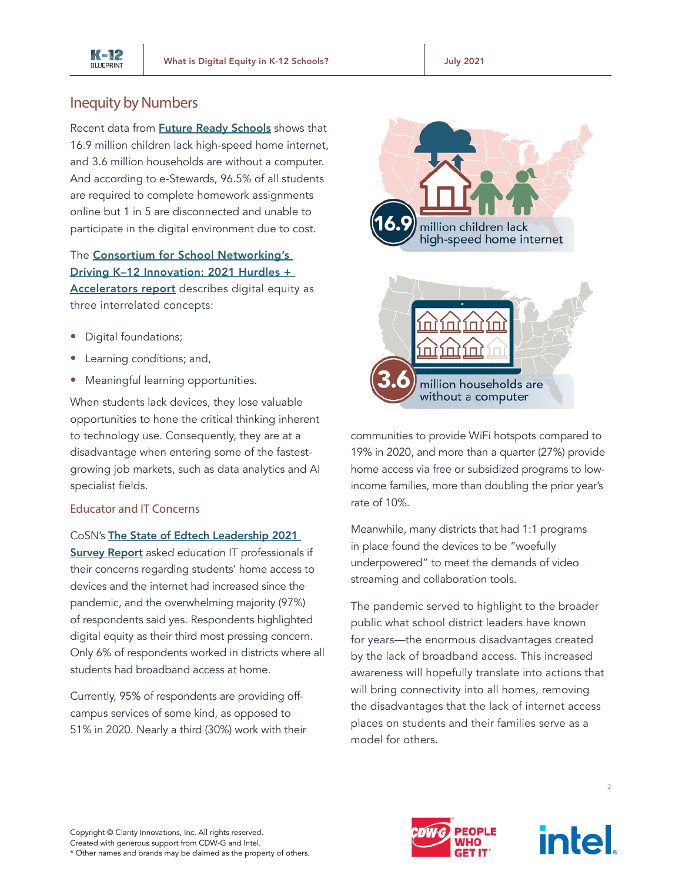## Inequity by Numbers

Recent data from **Future Ready Schools** shows that 16.9 million children lack high-speed home internet, and 3.6 million households are without a computer. And according to e-Stewards, 96.5% of all students are required to complete homework assignments online but 1 in 5 are disconnected and unable to participate in the digital environment due to cost.

The **Consortium for School Networking's Driving K–12 Innovation: 2021 Hurdles + Accelerators report** describes digital equity as three interrelated concepts:

- Digital foundations;
- Learning conditions; and,
- Meaningful learning opportunities.

When students lack devices, they lose valuable opportunities to hone the critical thinking inherent to technology use. Consequently, they are at a disadvantage when entering some of the fastest-growing job markets, such as data analytics and AI specialist fields.

16.9 million children lack high-speed home internet

3.6 million households are without a computer

### Educator and IT Concerns

CoSN's **The State of Edtech Leadership 2021 Survey Report** asked education IT professionals if their concerns regarding students' home access to devices and the internet had increased since the pandemic, and the overwhelming majority (97%) of respondents said yes. Respondents highlighted digital equity as their third most pressing concern. Only 6% of respondents worked in districts where all students had broadband access at home.

Currently, 95% of respondents are providing off-campus services of some kind, as opposed to 51% in 2020. Nearly a third (30%) work with their communities to provide WiFi hotspots compared to 19% in 2020, and more than a quarter (27%) provide home access via free or subsidized programs to low-income families, more than doubling the prior year's rate of 10%.

Meanwhile, many districts that had 1:1 programs in place found the devices to be "woefully underpowered" to meet the demands of video streaming and collaboration tools.

The pandemic served to highlight to the broader public what school district leaders have known for years—the enormous disadvantages created by the lack of broadband access. This increased awareness will hopefully translate into actions that will bring connectivity into all homes, removing the disadvantages that the lack of internet access places on students and their families serve as a model for others.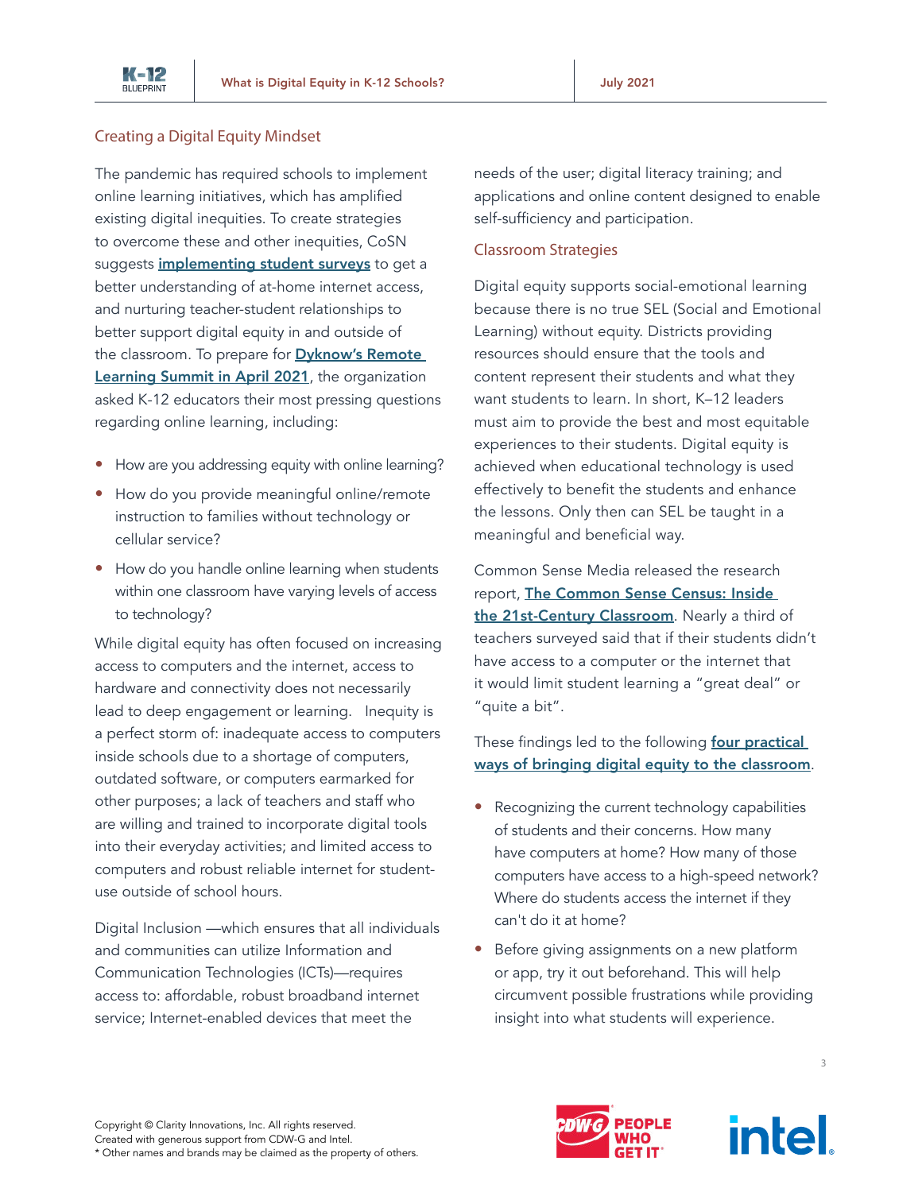## Creating a Digital Equity Mindset

The pandemic has required schools to implement online learning initiatives, which has amplified existing digital inequities. To create strategies to overcome these and other inequities, CoSN suggests **implementing student surveys** to get a better understanding of at-home internet access, and nurturing teacher-student relationships to better support digital equity in and outside of the classroom. To prepare for **Dyknow's Remote Learning Summit in April 2021**, the organization asked K-12 educators their most pressing questions regarding online learning, including:

- How are you addressing equity with online learning?
- How do you provide meaningful online/remote instruction to families without technology or cellular service?
- How do you handle online learning when students within one classroom have varying levels of access to technology?

While digital equity has often focused on increasing access to computers and the internet, access to hardware and connectivity does not necessarily lead to deep engagement or learning. Inequity is a perfect storm of: inadequate access to computers inside schools due to a shortage of computers, outdated software, or computers earmarked for other purposes; a lack of teachers and staff who are willing and trained to incorporate digital tools into their everyday activities; and limited access to computers and robust reliable internet for student-use outside of school hours.

Digital Inclusion —which ensures that all individuals and communities can utilize Information and Communication Technologies (ICTs)—requires access to: affordable, robust broadband internet service; Internet-enabled devices that meet the needs of the user; digital literacy training; and applications and online content designed to enable self-sufficiency and participation.

## Classroom Strategies

Digital equity supports social-emotional learning because there is no true SEL (Social and Emotional Learning) without equity. Districts providing resources should ensure that the tools and content represent their students and what they want students to learn. In short, K–12 leaders must aim to provide the best and most equitable experiences to their students. Digital equity is achieved when educational technology is used effectively to benefit the students and enhance the lessons. Only then can SEL be taught in a meaningful and beneficial way.

Common Sense Media released the research report, **The Common Sense Census: Inside the 21st-Century Classroom**. Nearly a third of teachers surveyed said that if their students didn't have access to a computer or the internet that it would limit student learning a "great deal" or "quite a bit".

These findings led to the following **four practical ways of bringing digital equity to the classroom**.

- Recognizing the current technology capabilities of students and their concerns. How many have computers at home? How many of those computers have access to a high-speed network? Where do students access the internet if they can't do it at home?
- Before giving assignments on a new platform or app, try it out beforehand. This will help circumvent possible frustrations while providing insight into what students will experience.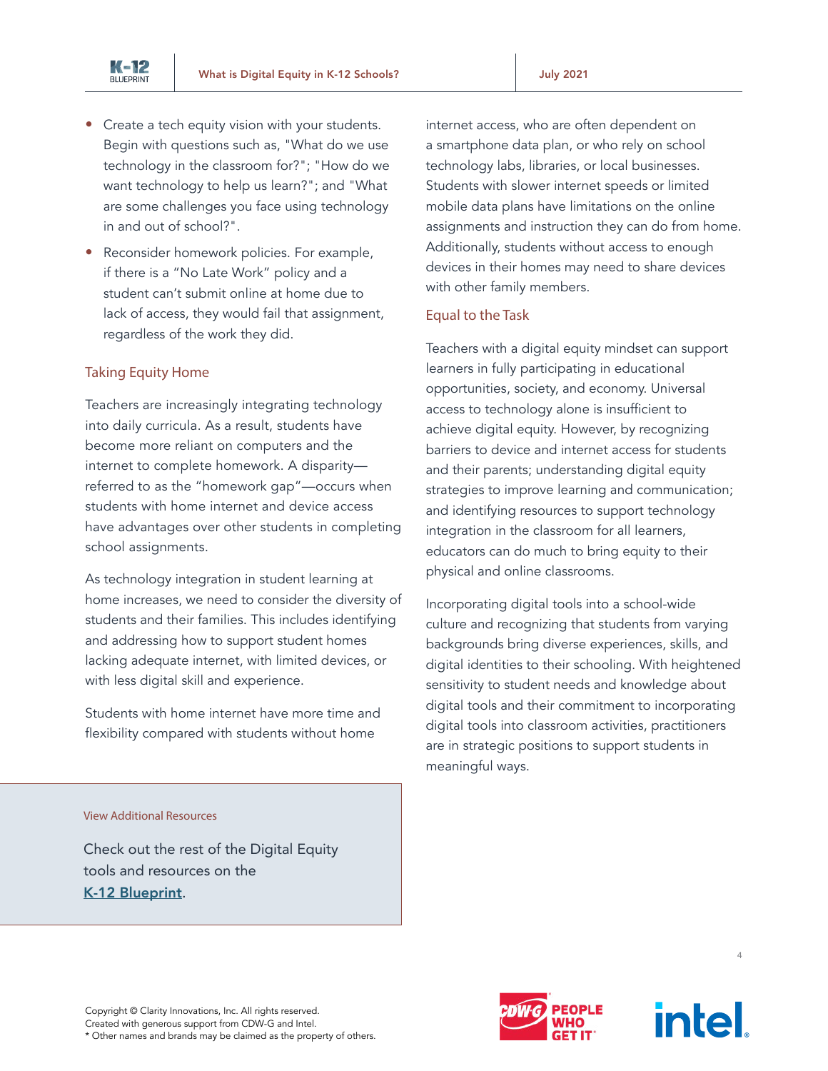- Create a tech equity vision with your students. Begin with questions such as, "What do we use technology in the classroom for?"; "How do we want technology to help us learn?"; and "What are some challenges you face using technology in and out of school?".
- Reconsider homework policies. For example, if there is a "No Late Work" policy and a student can't submit online at home due to lack of access, they would fail that assignment, regardless of the work they did.

## Taking Equity Home

Teachers are increasingly integrating technology into daily curricula. As a result, students have become more reliant on computers and the internet to complete homework. A disparity—referred to as the "homework gap"—occurs when students with home internet and device access have advantages over other students in completing school assignments.

As technology integration in student learning at home increases, we need to consider the diversity of students and their families. This includes identifying and addressing how to support student homes lacking adequate internet, with limited devices, or with less digital skill and experience.

Students with home internet have more time and flexibility compared with students without home internet access, who are often dependent on a smartphone data plan, or who rely on school technology labs, libraries, or local businesses. Students with slower internet speeds or limited mobile data plans have limitations on the online assignments and instruction they can do from home. Additionally, students without access to enough devices in their homes may need to share devices with other family members.

## Equal to the Task

Teachers with a digital equity mindset can support learners in fully participating in educational opportunities, society, and economy. Universal access to technology alone is insufficient to achieve digital equity. However, by recognizing barriers to device and internet access for students and their parents; understanding digital equity strategies to improve learning and communication; and identifying resources to support technology integration in the classroom for all learners, educators can do much to bring equity to their physical and online classrooms.

Incorporating digital tools into a school-wide culture and recognizing that students from varying backgrounds bring diverse experiences, skills, and digital identities to their schooling. With heightened sensitivity to student needs and knowledge about digital tools and their commitment to incorporating digital tools into classroom activities, practitioners are in strategic positions to support students in meaningful ways.

### View Additional Resources

Check out the rest of the Digital Equity tools and resources on the [K-12 Blueprint](K-12 Blueprint).

Copyright © Clarity Innovations, Inc. All rights reserved.
Created with generous support from CDW-G and Intel.
* Other names and brands may be claimed as the property of others.